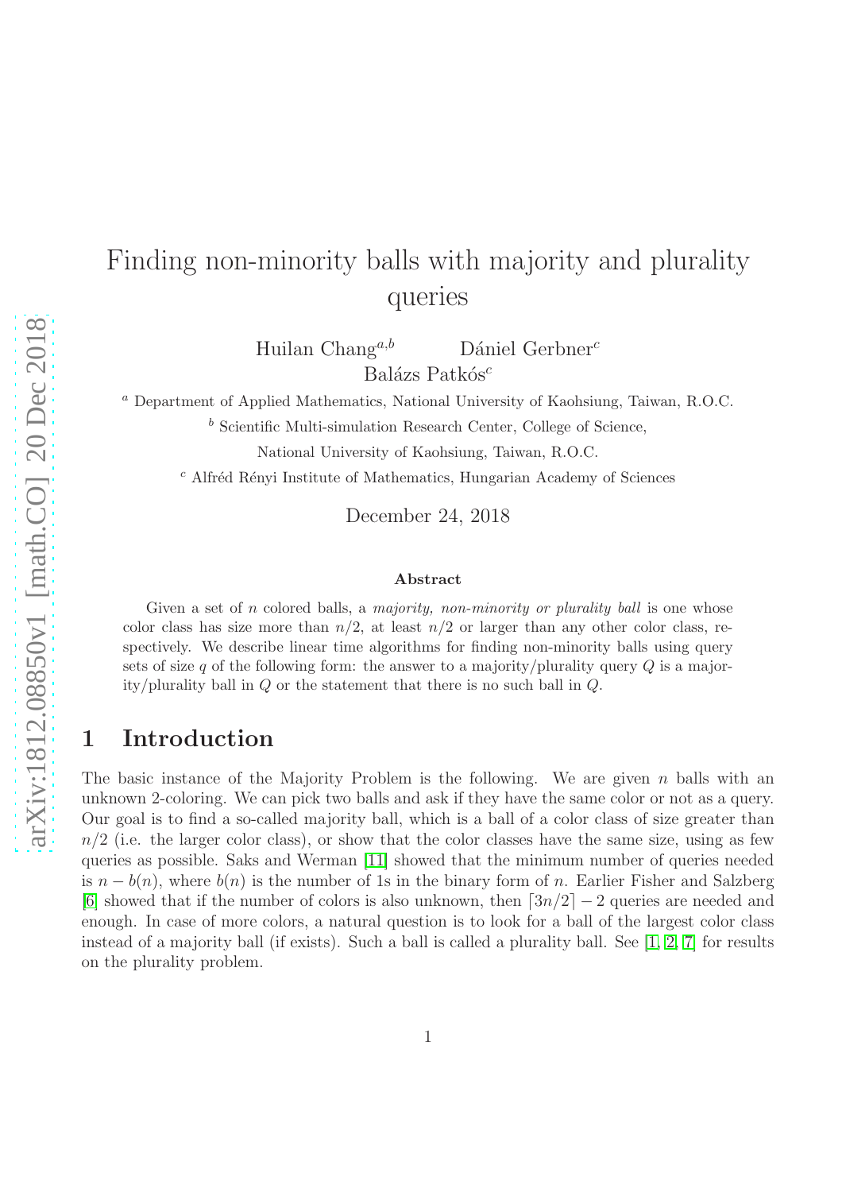# Finding non-minority balls with majority and plurality queries

Huilan Chang[a,b] Dániel Gerbner[c]
Balázs Patkós[c]

[a] Department of Applied Mathematics, National University of Kaohsiung, Taiwan, R.O.C.

[b] Scientific Multi-simulation Research Center, College of Science,
National University of Kaohsiung, Taiwan, R.O.C.

[c] Alfréd Rényi Institute of Mathematics, Hungarian Academy of Sciences

December 24, 2018

### Abstract

Given a set of $n$ colored balls, a *majority, non-minority or plurality ball* is one whose color class has size more than $n/2$, at least $n/2$ or larger than any other color class, respectively. We describe linear time algorithms for finding non-minority balls using query sets of size $q$ of the following form: the answer to a majority/plurality query $Q$ is a majority/plurality ball in $Q$ or the statement that there is no such ball in $Q$.

## 1 Introduction

The basic instance of the Majority Problem is the following. We are given $n$ balls with an unknown 2-coloring. We can pick two balls and ask if they have the same color or not as a query. Our goal is to find a so-called majority ball, which is a ball of a color class of size greater than $n/2$ (i.e. the larger color class), or show that the color classes have the same size, using as few queries as possible. Saks and Werman [11] showed that the minimum number of queries needed is $n - b(n)$, where $b(n)$ is the number of 1s in the binary form of $n$. Earlier Fisher and Salzberg [6] showed that if the number of colors is also unknown, then $\lceil 3n/2 \rceil - 2$ queries are needed and enough. In case of more colors, a natural question is to look for a ball of the largest color class instead of a majority ball (if exists). Such a ball is called a plurality ball. See [1, 2, 7] for results on the plurality problem.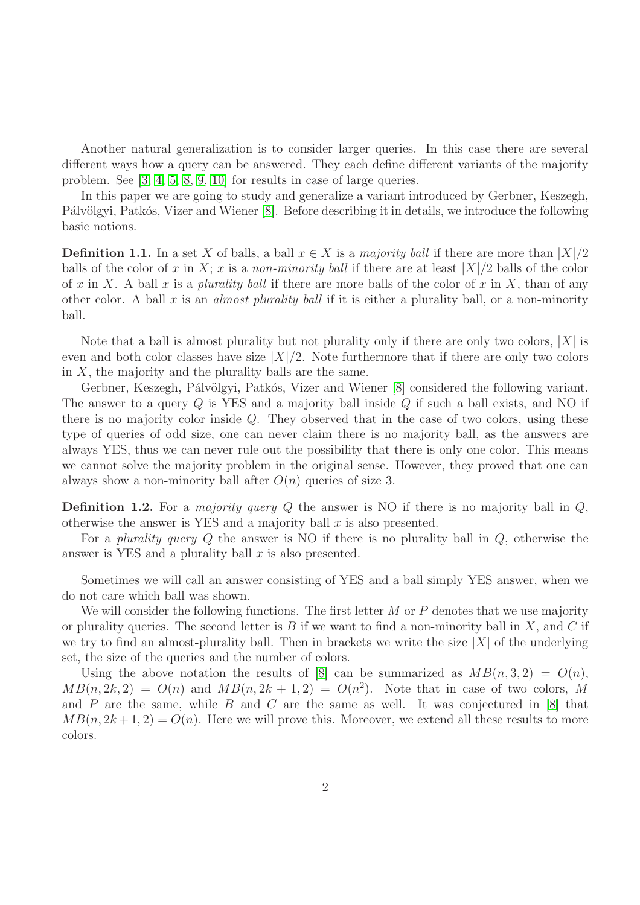Another natural generalization is to consider larger queries. In this case there are several different ways how a query can be answered. They each define different variants of the majority problem. See [3, 4, 5, 8, 9, 10] for results in case of large queries.

In this paper we are going to study and generalize a variant introduced by Gerbner, Keszegh, Pálvölgyi, Patkós, Vizer and Wiener [8]. Before describing it in details, we introduce the following basic notions.

**Definition 1.1.** In a set $X$ of balls, a ball $x \in X$ is a *majority ball* if there are more than $|X|/2$ balls of the color of $x$ in $X$; $x$ is a *non-minority ball* if there are at least $|X|/2$ balls of the color of $x$ in $X$. A ball $x$ is a *plurality ball* if there are more balls of the color of $x$ in $X$, than of any other color. A ball $x$ is an *almost plurality ball* if it is either a plurality ball, or a non-minority ball.

Note that a ball is almost plurality but not plurality only if there are only two colors, $|X|$ is even and both color classes have size $|X|/2$. Note furthermore that if there are only two colors in $X$, the majority and the plurality balls are the same.

Gerbner, Keszegh, Pálvölgyi, Patkós, Vizer and Wiener [8] considered the following variant. The answer to a query $Q$ is YES and a majority ball inside $Q$ if such a ball exists, and NO if there is no majority color inside $Q$. They observed that in the case of two colors, using these type of queries of odd size, one can never claim there is no majority ball, as the answers are always YES, thus we can never rule out the possibility that there is only one color. This means we cannot solve the majority problem in the original sense. However, they proved that one can always show a non-minority ball after $O(n)$ queries of size 3.

**Definition 1.2.** For a *majority query* $Q$ the answer is NO if there is no majority ball in $Q$, otherwise the answer is YES and a majority ball $x$ is also presented.

For a *plurality query* $Q$ the answer is NO if there is no plurality ball in $Q$, otherwise the answer is YES and a plurality ball $x$ is also presented.

Sometimes we will call an answer consisting of YES and a ball simply YES answer, when we do not care which ball was shown.

We will consider the following functions. The first letter $M$ or $P$ denotes that we use majority or plurality queries. The second letter is $B$ if we want to find a non-minority ball in $X$, and $C$ if we try to find an almost-plurality ball. Then in brackets we write the size $|X|$ of the underlying set, the size of the queries and the number of colors.

Using the above notation the results of [8] can be summarized as $MB(n, 3, 2) = O(n)$, $MB(n, 2k, 2) = O(n)$ and $MB(n, 2k + 1, 2) = O(n^2)$. Note that in case of two colors, $M$ and $P$ are the same, while $B$ and $C$ are the same as well. It was conjectured in [8] that $MB(n, 2k+1, 2) = O(n)$. Here we will prove this. Moreover, we extend all these results to more colors.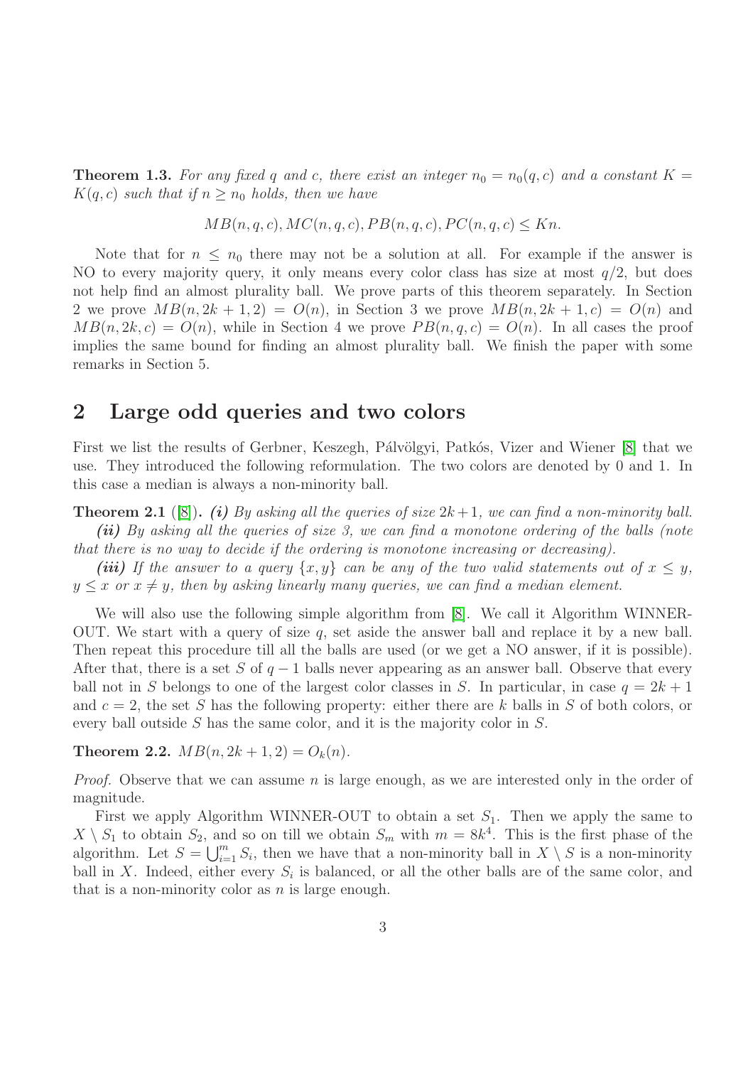**Theorem 1.3.** *For any fixed $q$ and $c$, there exist an integer $n_0 = n_0(q, c)$ and a constant $K = K(q, c)$ such that if $n \geq n_0$ holds, then we have*

$$MB(n, q, c), MC(n, q, c), PB(n, q, c), PC(n, q, c) \leq Kn.$$

Note that for $n \leq n_0$ there may not be a solution at all. For example if the answer is NO to every majority query, it only means every color class has size at most $q/2$, but does not help find an almost plurality ball. We prove parts of this theorem separately. In Section 2 we prove $MB(n, 2k+1, 2) = O(n)$, in Section 3 we prove $MB(n, 2k+1, c) = O(n)$ and $MB(n, 2k, c) = O(n)$, while in Section 4 we prove $PB(n, q, c) = O(n)$. In all cases the proof implies the same bound for finding an almost plurality ball. We finish the paper with some remarks in Section 5.

## 2 Large odd queries and two colors

First we list the results of Gerbner, Keszegh, Pálvölgyi, Patkós, Vizer and Wiener [8] that we use. They introduced the following reformulation. The two colors are denoted by 0 and 1. In this case a median is always a non-minority ball.

**Theorem 2.1** ([8]). ***(i)*** *By asking all the queries of size $2k+1$, we can find a non-minority ball.*

***(ii)*** *By asking all the queries of size 3, we can find a monotone ordering of the balls (note that there is no way to decide if the ordering is monotone increasing or decreasing).*

***(iii)*** *If the answer to a query $\{x, y\}$ can be any of the two valid statements out of $x \leq y$, $y \leq x$ or $x \neq y$, then by asking linearly many queries, we can find a median element.*

We will also use the following simple algorithm from [8]. We call it Algorithm WINNER-OUT. We start with a query of size $q$, set aside the answer ball and replace it by a new ball. Then repeat this procedure till all the balls are used (or we get a NO answer, if it is possible). After that, there is a set $S$ of $q-1$ balls never appearing as an answer ball. Observe that every ball not in $S$ belongs to one of the largest color classes in $S$. In particular, in case $q = 2k+1$ and $c = 2$, the set $S$ has the following property: either there are $k$ balls in $S$ of both colors, or every ball outside $S$ has the same color, and it is the majority color in $S$.

**Theorem 2.2.** $MB(n, 2k+1, 2) = O_k(n)$.

*Proof.* Observe that we can assume $n$ is large enough, as we are interested only in the order of magnitude.

First we apply Algorithm WINNER-OUT to obtain a set $S_1$. Then we apply the same to $X \setminus S_1$ to obtain $S_2$, and so on till we obtain $S_m$ with $m = 8k^4$. This is the first phase of the algorithm. Let $S = \bigcup_{i=1}^{m} S_i$, then we have that a non-minority ball in $X \setminus S$ is a non-minority ball in $X$. Indeed, either every $S_i$ is balanced, or all the other balls are of the same color, and that is a non-minority color as $n$ is large enough.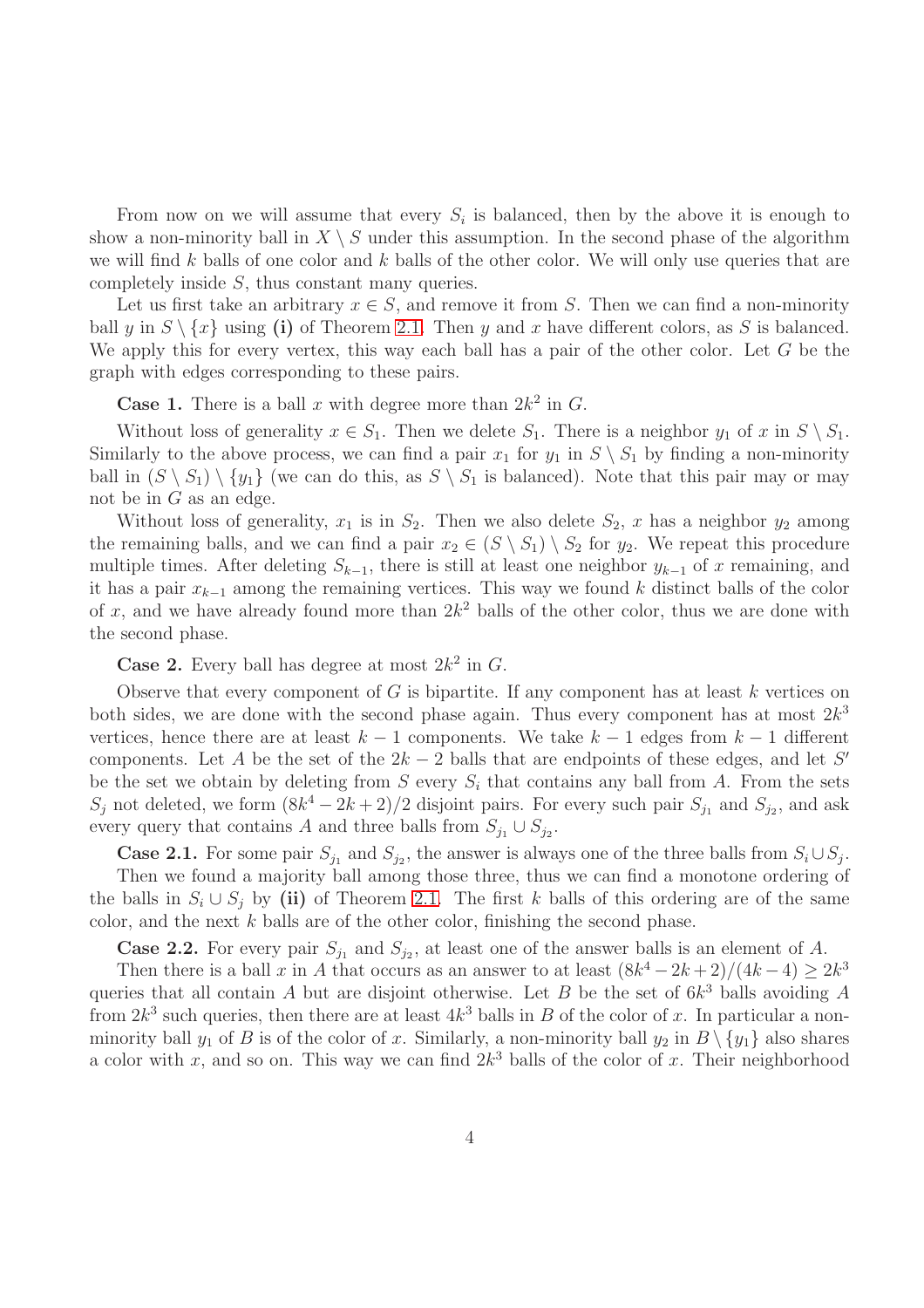From now on we will assume that every $S_i$ is balanced, then by the above it is enough to show a non-minority ball in $X \setminus S$ under this assumption. In the second phase of the algorithm we will find $k$ balls of one color and $k$ balls of the other color. We will only use queries that are completely inside $S$, thus constant many queries.

Let us first take an arbitrary $x \in S$, and remove it from $S$. Then we can find a non-minority ball $y$ in $S \setminus \{x\}$ using **(i)** of Theorem 2.1. Then $y$ and $x$ have different colors, as $S$ is balanced. We apply this for every vertex, this way each ball has a pair of the other color. Let $G$ be the graph with edges corresponding to these pairs.

**Case 1.** There is a ball $x$ with degree more than $2k^2$ in $G$.

Without loss of generality $x \in S_1$. Then we delete $S_1$. There is a neighbor $y_1$ of $x$ in $S \setminus S_1$. Similarly to the above process, we can find a pair $x_1$ for $y_1$ in $S \setminus S_1$ by finding a non-minority ball in $(S \setminus S_1) \setminus \{y_1\}$ (we can do this, as $S \setminus S_1$ is balanced). Note that this pair may or may not be in $G$ as an edge.

Without loss of generality, $x_1$ is in $S_2$. Then we also delete $S_2$, $x$ has a neighbor $y_2$ among the remaining balls, and we can find a pair $x_2 \in (S \setminus S_1) \setminus S_2$ for $y_2$. We repeat this procedure multiple times. After deleting $S_{k-1}$, there is still at least one neighbor $y_{k-1}$ of $x$ remaining, and it has a pair $x_{k-1}$ among the remaining vertices. This way we found $k$ distinct balls of the color of $x$, and we have already found more than $2k^2$ balls of the other color, thus we are done with the second phase.

**Case 2.** Every ball has degree at most $2k^2$ in $G$.

Observe that every component of $G$ is bipartite. If any component has at least $k$ vertices on both sides, we are done with the second phase again. Thus every component has at most $2k^3$ vertices, hence there are at least $k-1$ components. We take $k-1$ edges from $k-1$ different components. Let $A$ be the set of the $2k-2$ balls that are endpoints of these edges, and let $S'$ be the set we obtain by deleting from $S$ every $S_i$ that contains any ball from $A$. From the sets $S_j$ not deleted, we form $(8k^4 - 2k + 2)/2$ disjoint pairs. For every such pair $S_{j_1}$ and $S_{j_2}$, and ask every query that contains $A$ and three balls from $S_{j_1} \cup S_{j_2}$.

**Case 2.1.** For some pair $S_{j_1}$ and $S_{j_2}$, the answer is always one of the three balls from $S_i \cup S_j$.

Then we found a majority ball among those three, thus we can find a monotone ordering of the balls in $S_i \cup S_j$ by **(ii)** of Theorem 2.1. The first $k$ balls of this ordering are of the same color, and the next $k$ balls are of the other color, finishing the second phase.

**Case 2.2.** For every pair $S_{j_1}$ and $S_{j_2}$, at least one of the answer balls is an element of $A$.

Then there is a ball $x$ in $A$ that occurs as an answer to at least $(8k^4 - 2k + 2)/(4k - 4) \geq 2k^3$ queries that all contain $A$ but are disjoint otherwise. Let $B$ be the set of $6k^3$ balls avoiding $A$ from $2k^3$ such queries, then there are at least $4k^3$ balls in $B$ of the color of $x$. In particular a non-minority ball $y_1$ of $B$ is of the color of $x$. Similarly, a non-minority ball $y_2$ in $B \setminus \{y_1\}$ also shares a color with $x$, and so on. This way we can find $2k^3$ balls of the color of $x$. Their neighborhood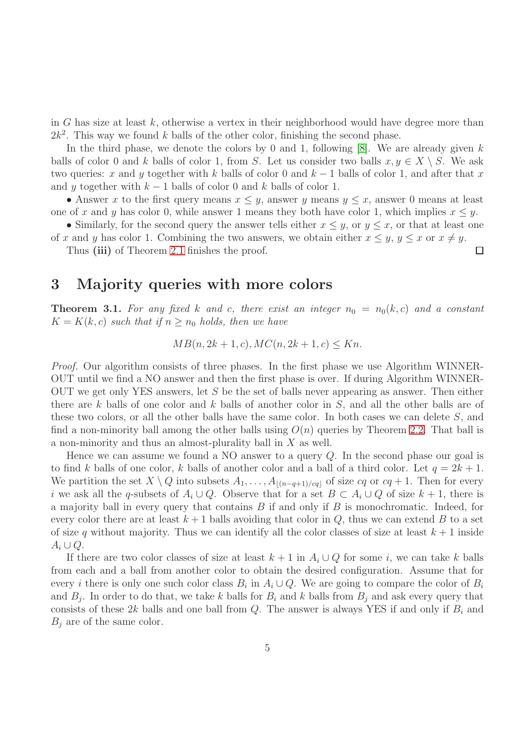in $G$ has size at least $k$, otherwise a vertex in their neighborhood would have degree more than $2k^2$. This way we found $k$ balls of the other color, finishing the second phase.

In the third phase, we denote the colors by 0 and 1, following [8]. We are already given $k$ balls of color 0 and $k$ balls of color 1, from $S$. Let us consider two balls $x, y \in X \setminus S$. We ask two queries: $x$ and $y$ together with $k$ balls of color 0 and $k-1$ balls of color 1, and after that $x$ and $y$ together with $k-1$ balls of color 0 and $k$ balls of color 1.

• Answer $x$ to the first query means $x \leq y$, answer $y$ means $y \leq x$, answer 0 means at least one of $x$ and $y$ has color 0, while answer 1 means they both have color 1, which implies $x \leq y$.

• Similarly, for the second query the answer tells either $x \leq y$, or $y \leq x$, or that at least one of $x$ and $y$ has color 1. Combining the two answers, we obtain either $x \leq y$, $y \leq x$ or $x \neq y$.

Thus **(iii)** of Theorem 2.1 finishes the proof. $\square$

# 3 Majority queries with more colors

**Theorem 3.1.** *For any fixed $k$ and $c$, there exist an integer $n_0 = n_0(k, c)$ and a constant $K = K(k, c)$ such that if $n \geq n_0$ holds, then we have*

$$MB(n, 2k+1, c), MC(n, 2k+1, c) \leq Kn.$$

*Proof.* Our algorithm consists of three phases. In the first phase we use Algorithm WINNER-OUT until we find a NO answer and then the first phase is over. If during Algorithm WINNER-OUT we get only YES answers, let $S$ be the set of balls never appearing as answer. Then either there are $k$ balls of one color and $k$ balls of another color in $S$, and all the other balls are of these two colors, or all the other balls have the same color. In both cases we can delete $S$, and find a non-minority ball among the other balls using $O(n)$ queries by Theorem 2.2. That ball is a non-minority and thus an almost-plurality ball in $X$ as well.

Hence we can assume we found a NO answer to a query $Q$. In the second phase our goal is to find $k$ balls of one color, $k$ balls of another color and a ball of a third color. Let $q = 2k+1$. We partition the set $X \setminus Q$ into subsets $A_1, \dots, A_{\lfloor (n-q+1)/cq \rfloor}$ of size $cq$ or $cq+1$. Then for every $i$ we ask all the $q$-subsets of $A_i \cup Q$. Observe that for a set $B \subset A_i \cup Q$ of size $k+1$, there is a majority ball in every query that contains $B$ if and only if $B$ is monochromatic. Indeed, for every color there are at least $k+1$ balls avoiding that color in $Q$, thus we can extend $B$ to a set of size $q$ without majority. Thus we can identify all the color classes of size at least $k+1$ inside $A_i \cup Q$.

If there are two color classes of size at least $k+1$ in $A_i \cup Q$ for some $i$, we can take $k$ balls from each and a ball from another color to obtain the desired configuration. Assume that for every $i$ there is only one such color class $B_i$ in $A_i \cup Q$. We are going to compare the color of $B_i$ and $B_j$. In order to do that, we take $k$ balls for $B_i$ and $k$ balls from $B_j$ and ask every query that consists of these $2k$ balls and one ball from $Q$. The answer is always YES if and only if $B_i$ and $B_j$ are of the same color.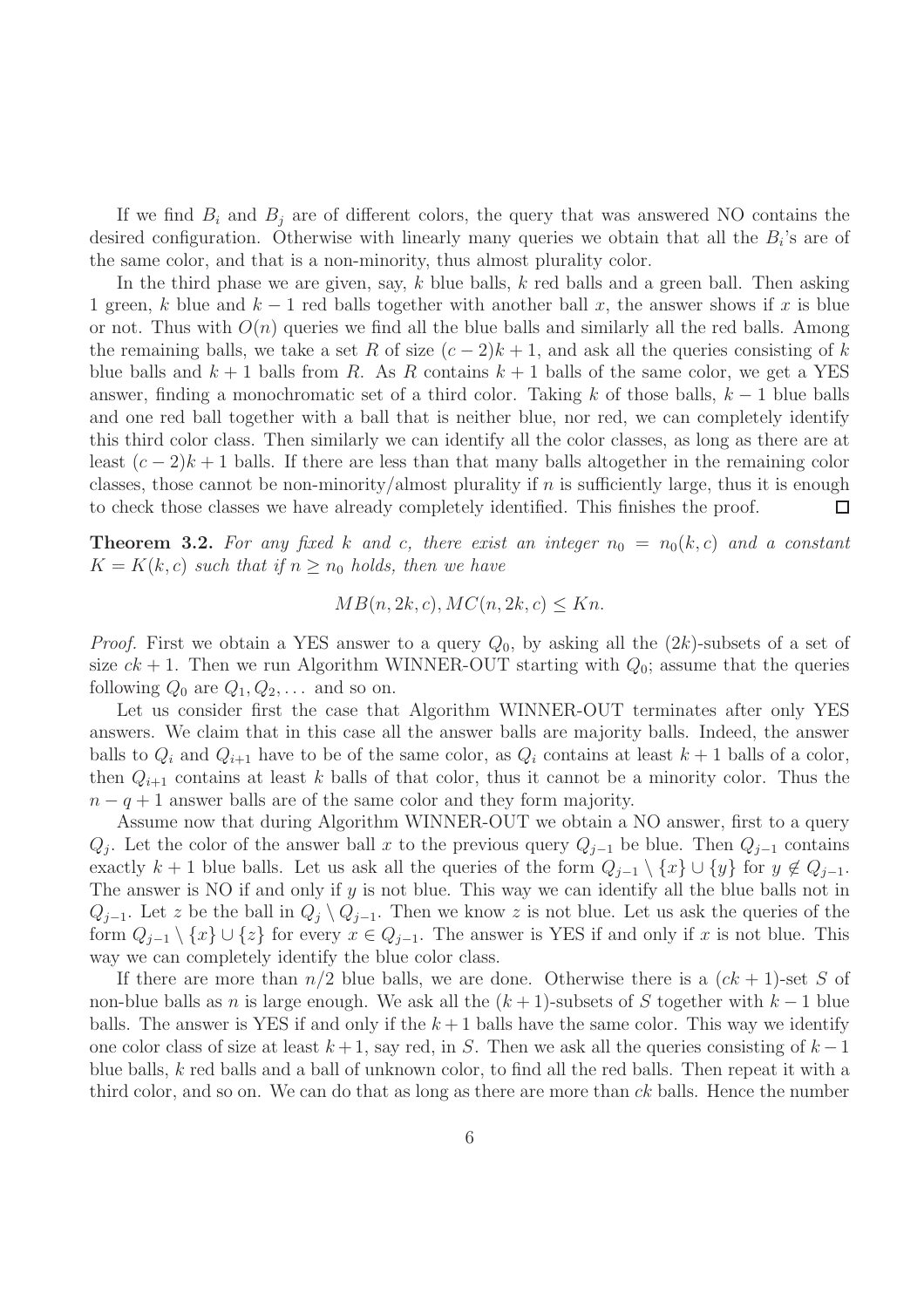If we find $B_i$ and $B_j$ are of different colors, the query that was answered NO contains the desired configuration. Otherwise with linearly many queries we obtain that all the $B_i$'s are of the same color, and that is a non-minority, thus almost plurality color.

In the third phase we are given, say, $k$ blue balls, $k$ red balls and a green ball. Then asking 1 green, $k$ blue and $k-1$ red balls together with another ball $x$, the answer shows if $x$ is blue or not. Thus with $O(n)$ queries we find all the blue balls and similarly all the red balls. Among the remaining balls, we take a set $R$ of size $(c-2)k+1$, and ask all the queries consisting of $k$ blue balls and $k+1$ balls from $R$. As $R$ contains $k+1$ balls of the same color, we get a YES answer, finding a monochromatic set of a third color. Taking $k$ of those balls, $k-1$ blue balls and one red ball together with a ball that is neither blue, nor red, we can completely identify this third color class. Then similarly we can identify all the color classes, as long as there are at least $(c-2)k+1$ balls. If there are less than that many balls altogether in the remaining color classes, those cannot be non-minority/almost plurality if $n$ is sufficiently large, thus it is enough to check those classes we have already completely identified. This finishes the proof. □

**Theorem 3.2.** *For any fixed $k$ and $c$, there exist an integer $n_0 = n_0(k,c)$ and a constant $K = K(k,c)$ such that if $n \geq n_0$ holds, then we have*

$$MB(n, 2k, c), MC(n, 2k, c) \leq Kn.$$

*Proof.* First we obtain a YES answer to a query $Q_0$, by asking all the $(2k)$-subsets of a set of size $ck+1$. Then we run Algorithm WINNER-OUT starting with $Q_0$; assume that the queries following $Q_0$ are $Q_1, Q_2, \dots$ and so on.

Let us consider first the case that Algorithm WINNER-OUT terminates after only YES answers. We claim that in this case all the answer balls are majority balls. Indeed, the answer balls to $Q_i$ and $Q_{i+1}$ have to be of the same color, as $Q_i$ contains at least $k+1$ balls of a color, then $Q_{i+1}$ contains at least $k$ balls of that color, thus it cannot be a minority color. Thus the $n-q+1$ answer balls are of the same color and they form majority.

Assume now that during Algorithm WINNER-OUT we obtain a NO answer, first to a query $Q_j$. Let the color of the answer ball $x$ to the previous query $Q_{j-1}$ be blue. Then $Q_{j-1}$ contains exactly $k+1$ blue balls. Let us ask all the queries of the form $Q_{j-1} \setminus \{x\} \cup \{y\}$ for $y \notin Q_{j-1}$. The answer is NO if and only if $y$ is not blue. This way we can identify all the blue balls not in $Q_{j-1}$. Let $z$ be the ball in $Q_j \setminus Q_{j-1}$. Then we know $z$ is not blue. Let us ask the queries of the form $Q_{j-1} \setminus \{x\} \cup \{z\}$ for every $x \in Q_{j-1}$. The answer is YES if and only if $x$ is not blue. This way we can completely identify the blue color class.

If there are more than $n/2$ blue balls, we are done. Otherwise there is a $(ck+1)$-set $S$ of non-blue balls as $n$ is large enough. We ask all the $(k+1)$-subsets of $S$ together with $k-1$ blue balls. The answer is YES if and only if the $k+1$ balls have the same color. This way we identify one color class of size at least $k+1$, say red, in $S$. Then we ask all the queries consisting of $k-1$ blue balls, $k$ red balls and a ball of unknown color, to find all the red balls. Then repeat it with a third color, and so on. We can do that as long as there are more than $ck$ balls. Hence the number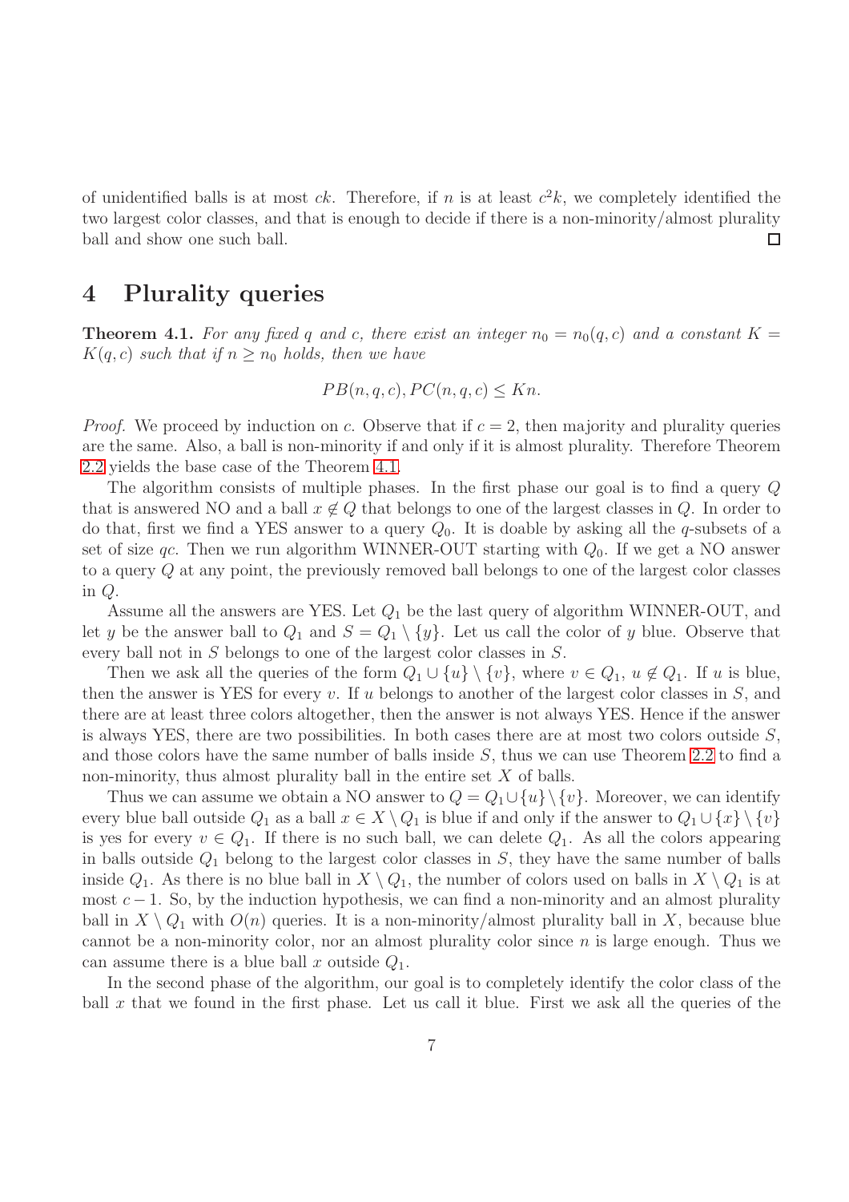of unidentified balls is at most $ck$. Therefore, if $n$ is at least $c^2k$, we completely identified the two largest color classes, and that is enough to decide if there is a non-minority/almost plurality ball and show one such ball. ◻

# 4 Plurality queries

**Theorem 4.1.** *For any fixed $q$ and $c$, there exist an integer $n_0 = n_0(q,c)$ and a constant $K = K(q,c)$ such that if $n \geq n_0$ holds, then we have*

$$PB(n,q,c), PC(n,q,c) \leq Kn.$$

*Proof.* We proceed by induction on $c$. Observe that if $c = 2$, then majority and plurality queries are the same. Also, a ball is non-minority if and only if it is almost plurality. Therefore Theorem 2.2 yields the base case of the Theorem 4.1.

The algorithm consists of multiple phases. In the first phase our goal is to find a query $Q$ that is answered NO and a ball $x \notin Q$ that belongs to one of the largest classes in $Q$. In order to do that, first we find a YES answer to a query $Q_0$. It is doable by asking all the $q$-subsets of a set of size $qc$. Then we run algorithm WINNER-OUT starting with $Q_0$. If we get a NO answer to a query $Q$ at any point, the previously removed ball belongs to one of the largest color classes in $Q$.

Assume all the answers are YES. Let $Q_1$ be the last query of algorithm WINNER-OUT, and let $y$ be the answer ball to $Q_1$ and $S = Q_1 \setminus \{y\}$. Let us call the color of $y$ blue. Observe that every ball not in $S$ belongs to one of the largest color classes in $S$.

Then we ask all the queries of the form $Q_1 \cup \{u\} \setminus \{v\}$, where $v \in Q_1$, $u \notin Q_1$. If $u$ is blue, then the answer is YES for every $v$. If $u$ belongs to another of the largest color classes in $S$, and there are at least three colors altogether, then the answer is not always YES. Hence if the answer is always YES, there are two possibilities. In both cases there are at most two colors outside $S$, and those colors have the same number of balls inside $S$, thus we can use Theorem 2.2 to find a non-minority, thus almost plurality ball in the entire set $X$ of balls.

Thus we can assume we obtain a NO answer to $Q = Q_1 \cup \{u\} \setminus \{v\}$. Moreover, we can identify every blue ball outside $Q_1$ as a ball $x \in X \setminus Q_1$ is blue if and only if the answer to $Q_1 \cup \{x\} \setminus \{v\}$ is yes for every $v \in Q_1$. If there is no such ball, we can delete $Q_1$. As all the colors appearing in balls outside $Q_1$ belong to the largest color classes in $S$, they have the same number of balls inside $Q_1$. As there is no blue ball in $X \setminus Q_1$, the number of colors used on balls in $X \setminus Q_1$ is at most $c-1$. So, by the induction hypothesis, we can find a non-minority and an almost plurality ball in $X \setminus Q_1$ with $O(n)$ queries. It is a non-minority/almost plurality ball in $X$, because blue cannot be a non-minority color, nor an almost plurality color since $n$ is large enough. Thus we can assume there is a blue ball $x$ outside $Q_1$.

In the second phase of the algorithm, our goal is to completely identify the color class of the ball $x$ that we found in the first phase. Let us call it blue. First we ask all the queries of the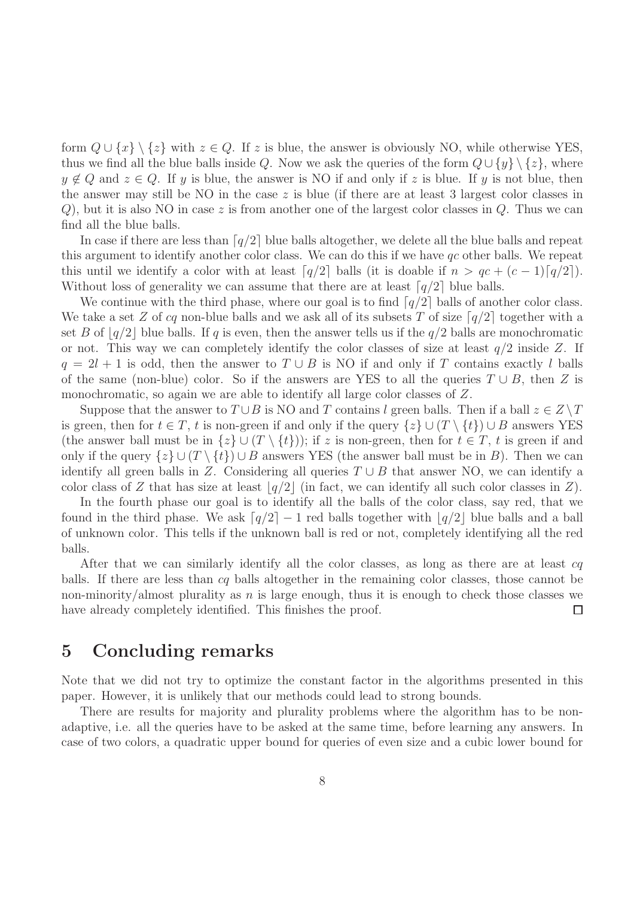form $Q \cup \{x\} \setminus \{z\}$ with $z \in Q$. If $z$ is blue, the answer is obviously NO, while otherwise YES, thus we find all the blue balls inside $Q$. Now we ask the queries of the form $Q \cup \{y\} \setminus \{z\}$, where $y \notin Q$ and $z \in Q$. If $y$ is blue, the answer is NO if and only if $z$ is blue. If $y$ is not blue, then the answer may still be NO in the case $z$ is blue (if there are at least 3 largest color classes in $Q$), but it is also NO in case $z$ is from another one of the largest color classes in $Q$. Thus we can find all the blue balls.

In case if there are less than $\lceil q/2 \rceil$ blue balls altogether, we delete all the blue balls and repeat this argument to identify another color class. We can do this if we have $qc$ other balls. We repeat this until we identify a color with at least $\lceil q/2 \rceil$ balls (it is doable if $n > qc + (c-1)\lceil q/2 \rceil$). Without loss of generality we can assume that there are at least $\lceil q/2 \rceil$ blue balls.

We continue with the third phase, where our goal is to find $\lceil q/2 \rceil$ balls of another color class. We take a set $Z$ of $cq$ non-blue balls and we ask all of its subsets $T$ of size $\lceil q/2 \rceil$ together with a set $B$ of $\lfloor q/2 \rfloor$ blue balls. If $q$ is even, then the answer tells us if the $q/2$ balls are monochromatic or not. This way we can completely identify the color classes of size at least $q/2$ inside $Z$. If $q = 2l+1$ is odd, then the answer to $T \cup B$ is NO if and only if $T$ contains exactly $l$ balls of the same (non-blue) color. So if the answers are YES to all the queries $T \cup B$, then $Z$ is monochromatic, so again we are able to identify all large color classes of $Z$.

Suppose that the answer to $T \cup B$ is NO and $T$ contains $l$ green balls. Then if a ball $z \in Z \setminus T$ is green, then for $t \in T$, $t$ is non-green if and only if the query $\{z\} \cup (T \setminus \{t\}) \cup B$ answers YES (the answer ball must be in $\{z\} \cup (T \setminus \{t\})$); if $z$ is non-green, then for $t \in T$, $t$ is green if and only if the query $\{z\} \cup (T \setminus \{t\}) \cup B$ answers YES (the answer ball must be in $B$). Then we can identify all green balls in $Z$. Considering all queries $T \cup B$ that answer NO, we can identify a color class of $Z$ that has size at least $\lfloor q/2 \rfloor$ (in fact, we can identify all such color classes in $Z$).

In the fourth phase our goal is to identify all the balls of the color class, say red, that we found in the third phase. We ask $\lceil q/2 \rceil - 1$ red balls together with $\lfloor q/2 \rfloor$ blue balls and a ball of unknown color. This tells if the unknown ball is red or not, completely identifying all the red balls.

After that we can similarly identify all the color classes, as long as there are at least $cq$ balls. If there are less than $cq$ balls altogether in the remaining color classes, those cannot be non-minority/almost plurality as $n$ is large enough, thus it is enough to check those classes we have already completely identified. This finishes the proof. $\square$

# 5 Concluding remarks

Note that we did not try to optimize the constant factor in the algorithms presented in this paper. However, it is unlikely that our methods could lead to strong bounds.

There are results for majority and plurality problems where the algorithm has to be non-adaptive, i.e. all the queries have to be asked at the same time, before learning any answers. In case of two colors, a quadratic upper bound for queries of even size and a cubic lower bound for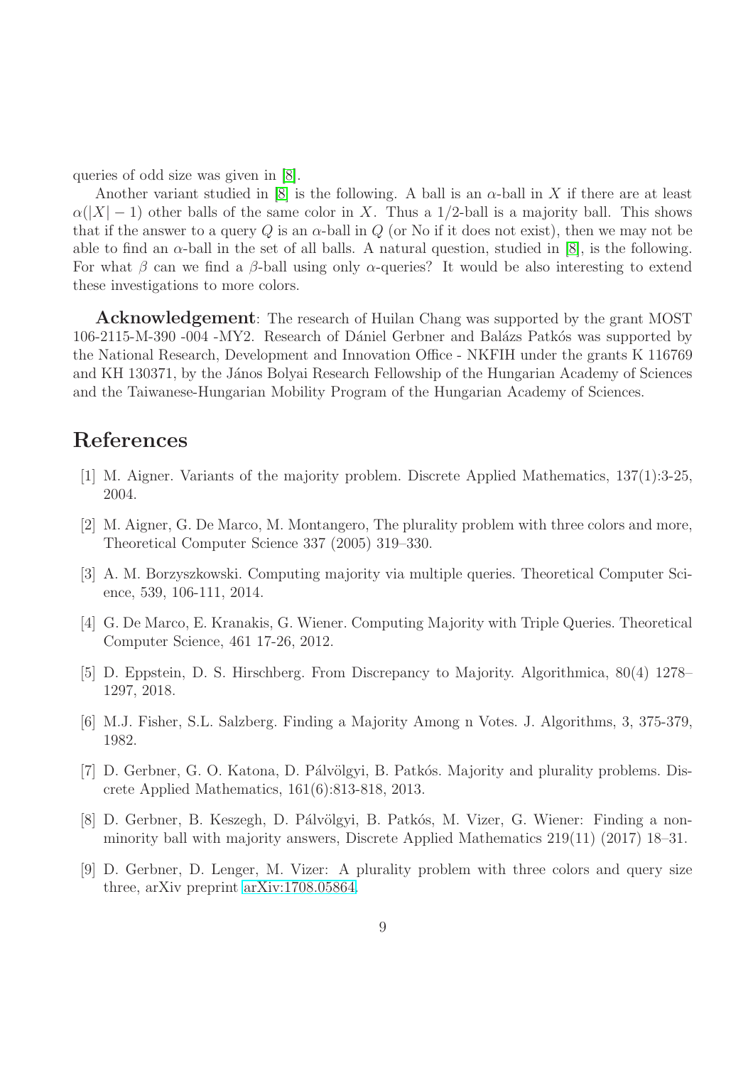queries of odd size was given in [8].

Another variant studied in [8] is the following. A ball is an $\alpha$-ball in $X$ if there are at least $\alpha(|X|-1)$ other balls of the same color in $X$. Thus a $1/2$-ball is a majority ball. This shows that if the answer to a query $Q$ is an $\alpha$-ball in $Q$ (or No if it does not exist), then we may not be able to find an $\alpha$-ball in the set of all balls. A natural question, studied in [8], is the following. For what $\beta$ can we find a $\beta$-ball using only $\alpha$-queries? It would be also interesting to extend these investigations to more colors.

**Acknowledgement**: The research of Huilan Chang was supported by the grant MOST 106-2115-M-390 -004 -MY2. Research of Dániel Gerbner and Balázs Patkós was supported by the National Research, Development and Innovation Office - NKFIH under the grants K 116769 and KH 130371, by the János Bolyai Research Fellowship of the Hungarian Academy of Sciences and the Taiwanese-Hungarian Mobility Program of the Hungarian Academy of Sciences.

# References

[1] M. Aigner. Variants of the majority problem. Discrete Applied Mathematics, 137(1):3-25, 2004.

[2] M. Aigner, G. De Marco, M. Montangero, The plurality problem with three colors and more, Theoretical Computer Science 337 (2005) 319–330.

[3] A. M. Borzyszkowski. Computing majority via multiple queries. Theoretical Computer Science, 539, 106-111, 2014.

[4] G. De Marco, E. Kranakis, G. Wiener. Computing Majority with Triple Queries. Theoretical Computer Science, 461 17-26, 2012.

[5] D. Eppstein, D. S. Hirschberg. From Discrepancy to Majority. Algorithmica, 80(4) 1278–1297, 2018.

[6] M.J. Fisher, S.L. Salzberg. Finding a Majority Among n Votes. J. Algorithms, 3, 375-379, 1982.

[7] D. Gerbner, G. O. Katona, D. Pálvölgyi, B. Patkós. Majority and plurality problems. Discrete Applied Mathematics, 161(6):813-818, 2013.

[8] D. Gerbner, B. Keszegh, D. Pálvölgyi, B. Patkós, M. Vizer, G. Wiener: Finding a non-minority ball with majority answers, Discrete Applied Mathematics 219(11) (2017) 18–31.

[9] D. Gerbner, D. Lenger, M. Vizer: A plurality problem with three colors and query size three, arXiv preprint arXiv:1708.05864.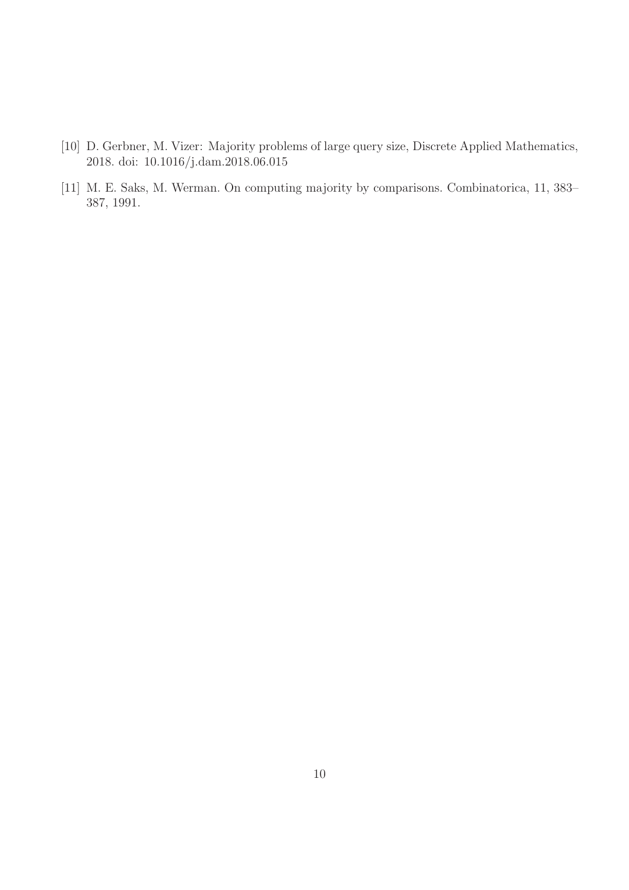[10] D. Gerbner, M. Vizer: Majority problems of large query size, Discrete Applied Mathematics, 2018. doi: 10.1016/j.dam.2018.06.015

[11] M. E. Saks, M. Werman. On computing majority by comparisons. Combinatorica, 11, 383–387, 1991.